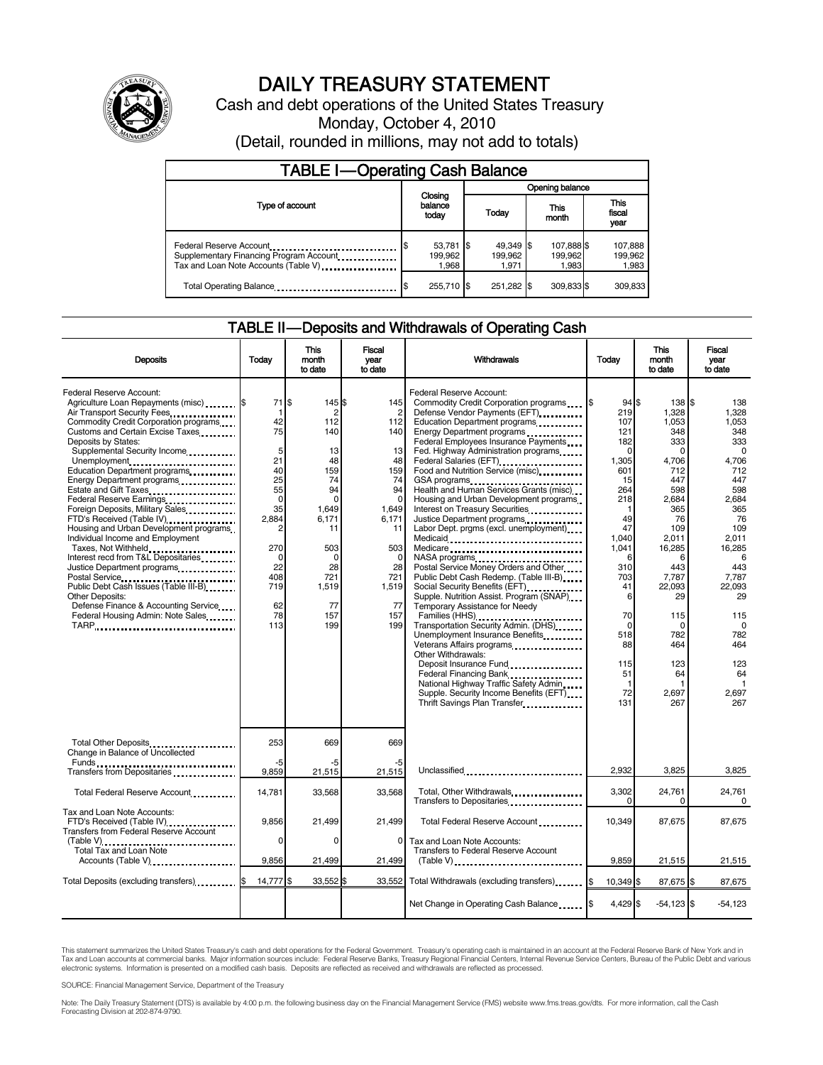# DAILY TREASURY STATEMENT

Cash and debt operations of the United States Treasury

Monday, October 4, 2010

(Detail, rounded in millions, may not add to totals)

## TABLE I—Operating Cash Balance

| Type of account | Closing balance today | Opening balance Today | Opening balance This month | Opening balance This fiscal year |
|---|---|---|---|---|
| Federal Reserve Account | $ 53,781 | $ 49,349 | $ 107,888 | $ 107,888 |
| Supplementary Financing Program Account | 199,962 | 199,962 | 199,962 | 199,962 |
| Tax and Loan Note Accounts (Table V) | 1,968 | 1,971 | 1,983 | 1,983 |
| Total Operating Balance | $ 255,710 | $ 251,282 | $ 309,833 | $ 309,833 |

## TABLE II—Deposits and Withdrawals of Operating Cash

| Deposits | Today | This month to date | Fiscal year to date |
|---|---|---|---|
| Federal Reserve Account: | | | |
| Agriculture Loan Repayments (misc) | $ 71 | $ 145 | $ 145 |
| Air Transport Security Fees | 1 | 2 | 2 |
| Commodity Credit Corporation programs | 42 | 112 | 112 |
| Customs and Certain Excise Taxes | 75 | 140 | 140 |
| Deposits by States: | | | |
| Supplemental Security Income | 5 | 13 | 13 |
| Unemployment | 21 | 48 | 48 |
| Education Department programs | 40 | 159 | 159 |
| Energy Department programs | 25 | 74 | 74 |
| Estate and Gift Taxes | 55 | 94 | 94 |
| Federal Reserve Earnings | 0 | 0 | 0 |
| Foreign Deposits, Military Sales | 35 | 1,649 | 1,649 |
| FTD's Received (Table IV) | 2,884 | 6,171 | 6,171 |
| Housing and Urban Development programs | 2 | 11 | 11 |
| Individual Income and Employment Taxes, Not Withheld | 270 | 503 | 503 |
| Interest recd from T&L Depositaries | 0 | 0 | 0 |
| Justice Department programs | 22 | 28 | 28 |
| Postal Service | 408 | 721 | 721 |
| Public Debt Cash Issues (Table III-B) | 719 | 1,519 | 1,519 |
| Other Deposits: | | | |
| Defense Finance & Accounting Service | 62 | 77 | 77 |
| Federal Housing Admin: Note Sales | 78 | 157 | 157 |
| TARP | 113 | 199 | 199 |
| Total Other Deposits | 253 | 669 | 669 |
| Change in Balance of Uncollected Funds | -5 | -5 | -5 |
| Transfers from Depositaries | 9,859 | 21,515 | 21,515 |
| Total Federal Reserve Account | 14,781 | 33,568 | 33,568 |
| Tax and Loan Note Accounts: | | | |
| FTD's Received (Table IV) | 9,856 | 21,499 | 21,499 |
| Transfers from Federal Reserve Account (Table V) | 0 | 0 | 0 |
| Total Tax and Loan Note Accounts (Table V) | 9,856 | 21,499 | 21,499 |
| Total Deposits (excluding transfers) | $ 14,777 | $ 33,552 | $ 33,552 |

| Withdrawals | Today | This month to date | Fiscal year to date |
|---|---|---|---|
| Federal Reserve Account: | | | |
| Commodity Credit Corporation programs | $ 94 | $ 138 | $ 138 |
| Defense Vendor Payments (EFT) | 219 | 1,328 | 1,328 |
| Education Department programs | 107 | 1,053 | 1,053 |
| Energy Department programs | 121 | 348 | 348 |
| Federal Employees Insurance Payments | 182 | 333 | 333 |
| Fed. Highway Administration programs | 0 | 0 | 0 |
| Federal Salaries (EFT) | 1,305 | 4,706 | 4,706 |
| Food and Nutrition Service (misc) | 601 | 712 | 712 |
| GSA programs | 15 | 447 | 447 |
| Health and Human Services Grants (misc) | 264 | 598 | 598 |
| Housing and Urban Development programs | 218 | 2,684 | 2,684 |
| Interest on Treasury Securities | 1 | 365 | 365 |
| Justice Department programs | 49 | 76 | 76 |
| Labor Dept. prgms (excl. unemployment) | 47 | 109 | 109 |
| Medicaid | 1,040 | 2,011 | 2,011 |
| Medicare | 1,041 | 16,285 | 16,285 |
| NASA programs | 6 | 6 | 6 |
| Postal Service Money Orders and Other | 310 | 443 | 443 |
| Public Debt Cash Redemp. (Table III-B) | 703 | 7,787 | 7,787 |
| Social Security Benefits (EFT) | 41 | 22,093 | 22,093 |
| Supple. Nutrition Assist. Program (SNAP) | 6 | 29 | 29 |
| Temporary Assistance for Needy Families (HHS) | 70 | 115 | 115 |
| Transportation Security Admin. (DHS) | 0 | 0 | 0 |
| Unemployment Insurance Benefits | 518 | 782 | 782 |
| Veterans Affairs programs | 88 | 464 | 464 |
| Other Withdrawals: | | | |
| Deposit Insurance Fund | 115 | 123 | 123 |
| Federal Financing Bank | 51 | 64 | 64 |
| National Highway Traffic Safety Admin | 1 | 1 | 1 |
| Supple. Security Income Benefits (EFT) | 72 | 2,697 | 2,697 |
| Thrift Savings Plan Transfer | 131 | 267 | 267 |
| Unclassified | 2,932 | 3,825 | 3,825 |
| Total, Other Withdrawals | 3,302 | 24,761 | 24,761 |
| Transfers to Depositaries | 0 | 0 | 0 |
| Total Federal Reserve Account | 10,349 | 87,675 | 87,675 |
| Tax and Loan Note Accounts: | | | |
| Transfers to Federal Reserve Account (Table V) | 9,859 | 21,515 | 21,515 |
| Total Withdrawals (excluding transfers) | $ 10,349 | $ 87,675 | $ 87,675 |
| Net Change in Operating Cash Balance | $ 4,429 | $ -54,123 | $ -54,123 |

This statement summarizes the United States Treasury's cash and debt operations for the Federal Government. Treasury's operating cash is maintained in an account at the Federal Reserve Bank of New York and in Tax and Loan accounts at commercial banks. Major information sources include: Federal Reserve Banks, Treasury Regional Financial Centers, Internal Revenue Service Centers, Bureau of the Public Debt and various electronic systems. Information is presented on a modified cash basis. Deposits are reflected as received and withdrawals are reflected as processed.

SOURCE: Financial Management Service, Department of the Treasury

Note: The Daily Treasury Statement (DTS) is available by 4:00 p.m. the following business day on the Financial Management Service (FMS) website www.fms.treas.gov/dts. For more information, call the Cash Forecasting Division at 202-874-9790.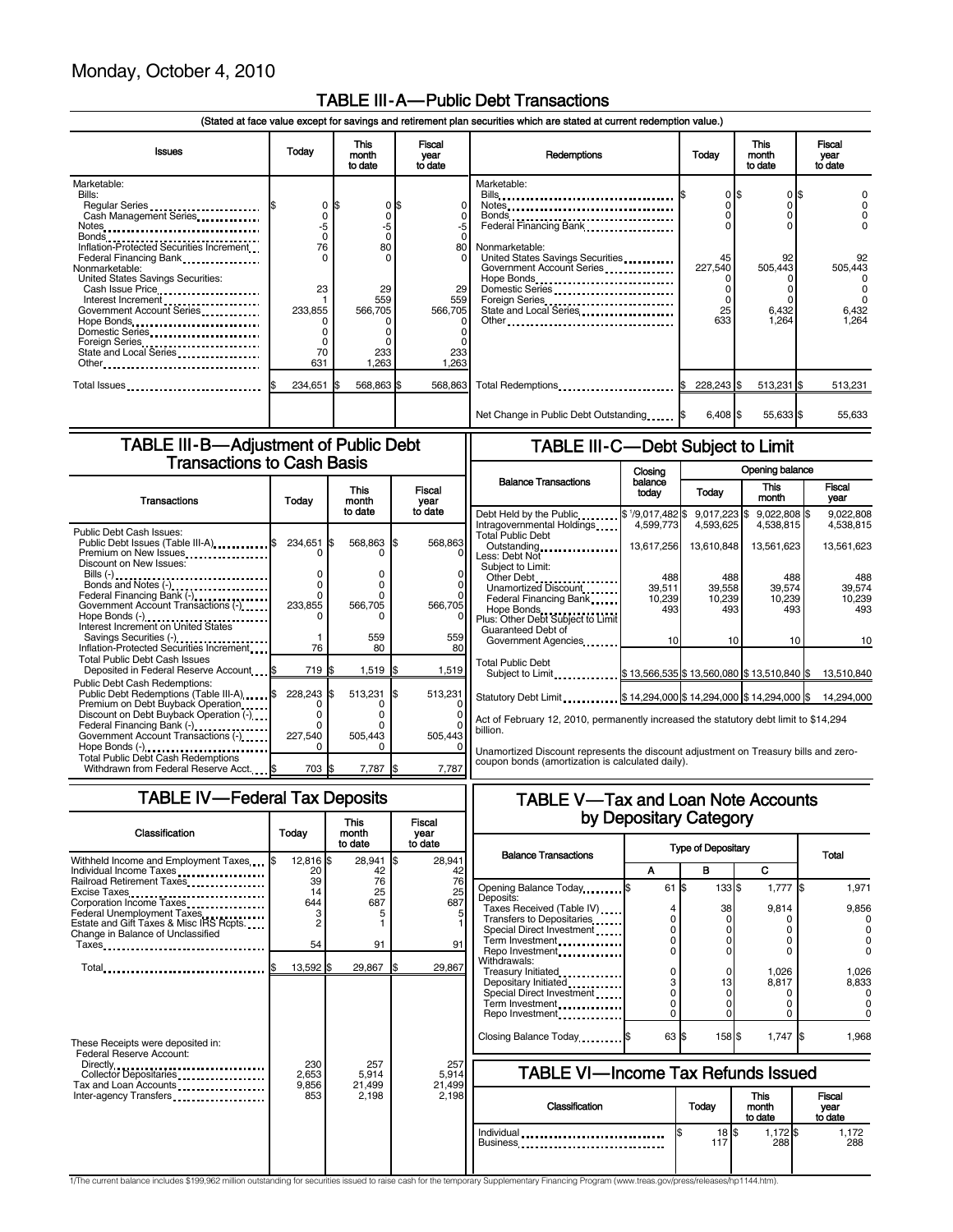Monday, October 4, 2010

## TABLE III-A—Public Debt Transactions

(Stated at face value except for savings and retirement plan securities which are stated at current redemption value.)

| Issues | Today | This month to date | Fiscal year to date |
|---|---|---|---|
| Marketable: | | | |
| Bills: | | | |
| Regular Series | $ 0 | $ 0 | $ 0 |
| Cash Management Series | 0 | 0 | 0 |
| Notes | -5 | -5 | -5 |
| Bonds | 0 | 0 | 0 |
| Inflation-Protected Securities Increment | 76 | 80 | 80 |
| Federal Financing Bank | 0 | 0 | 0 |
| Nonmarketable: | | | |
| United States Savings Securities: | | | |
| Cash Issue Price | 23 | 29 | 29 |
| Interest Increment | 1 | 559 | 559 |
| Government Account Series | 233,855 | 566,705 | 566,705 |
| Hope Bonds | 0 | 0 | 0 |
| Domestic Series | 0 | 0 | 0 |
| Foreign Series | 0 | 0 | 0 |
| State and Local Series | 70 | 233 | 233 |
| Other | 631 | 1,263 | 1,263 |
| Total Issues | $ 234,651 | $ 568,863 | $ 568,863 |

| Redemptions | Today | This month to date | Fiscal year to date |
|---|---|---|---|
| Marketable: | | | |
| Bills | $ 0 | $ 0 | $ 0 |
| Notes | 0 | 0 | 0 |
| Bonds | 0 | 0 | 0 |
| Federal Financing Bank | 0 | 0 | 0 |
| Nonmarketable: | | | |
| United States Savings Securities | 45 | 92 | 92 |
| Government Account Series | 227,540 | 505,443 | 505,443 |
| Hope Bonds | 0 | 0 | 0 |
| Domestic Series | 0 | 0 | 0 |
| Foreign Series | 0 | 0 | 0 |
| State and Local Series | 25 | 6,432 | 6,432 |
| Other | 633 | 1,264 | 1,264 |
| Total Redemptions | $ 228,243 | $ 513,231 | $ 513,231 |
| Net Change in Public Debt Outstanding | $ 6,408 | $ 55,633 | $ 55,633 |

## TABLE III-B—Adjustment of Public Debt Transactions to Cash Basis

| Transactions | Today | This month to date | Fiscal year to date |
|---|---|---|---|
| Public Debt Cash Issues: | | | |
| Public Debt Issues (Table III-A) | $ 234,651 | $ 568,863 | $ 568,863 |
| Premium on New Issues | 0 | 0 | 0 |
| Discount on New Issues: | | | |
| Bills (-) | 0 | 0 | 0 |
| Bonds and Notes (-) | 0 | 0 | 0 |
| Federal Financing Bank (-) | 0 | 0 | 0 |
| Government Account Transactions (-) | 233,855 | 566,705 | 566,705 |
| Hope Bonds (-) | 0 | 0 | 0 |
| Interest Increment on United States Savings Securities (-) | 1 | 559 | 559 |
| Inflation-Protected Securities Increment | 76 | 80 | 80 |
| Total Public Debt Cash Issues Deposited in Federal Reserve Account | $ 719 | $ 1,519 | $ 1,519 |
| Public Debt Cash Redemptions: | | | |
| Public Debt Redemptions (Table III-A) | $ 228,243 | $ 513,231 | $ 513,231 |
| Premium on Debt Buyback Operation | 0 | 0 | 0 |
| Discount on Debt Buyback Operation (-) | 0 | 0 | 0 |
| Federal Financing Bank (-) | 0 | 0 | 0 |
| Government Account Transactions (-) | 227,540 | 505,443 | 505,443 |
| Hope Bonds (-) | 0 | 0 | 0 |
| Total Public Debt Cash Redemptions Withdrawn from Federal Reserve Acct. | $ 703 | $ 7,787 | $ 7,787 |

## TABLE III-C—Debt Subject to Limit

| Balance Transactions | Closing balance today | Opening balance | | |
|---|---|---|---|---|
| | | Today | This month | Fiscal year |
| Debt Held by the Public | $ [1]9,017,482 | $ 9,017,223 | $ 9,022,808 | $ 9,022,808 |
| Intragovernmental Holdings | 4,599,773 | 4,593,625 | 4,538,815 | 4,538,815 |
| Total Public Debt Outstanding | 13,617,256 | 13,610,848 | 13,561,623 | 13,561,623 |
| Less: Debt Not Subject to Limit: | | | | |
| Other Debt | 488 | 488 | 488 | 488 |
| Unamortized Discount | 39,511 | 39,558 | 39,574 | 39,574 |
| Federal Financing Bank | 10,239 | 10,239 | 10,239 | 10,239 |
| Hope Bonds | 493 | 493 | 493 | 493 |
| Plus: Other Debt Subject to Limit Guaranteed Debt of Government Agencies | 10 | 10 | 10 | 10 |
| Total Public Debt Subject to Limit | $ 13,566,535 | $ 13,560,080 | $ 13,510,840 | $ 13,510,840 |
| Statutory Debt Limit | $ 14,294,000 | $ 14,294,000 | $ 14,294,000 | $ 14,294,000 |

Act of February 12, 2010, permanently increased the statutory debt limit to $14,294 billion.

Unamortized Discount represents the discount adjustment on Treasury bills and zero-coupon bonds (amortization is calculated daily).

## TABLE IV—Federal Tax Deposits

| Classification | Today | This month to date | Fiscal year to date |
|---|---|---|---|
| Withheld Income and Employment Taxes | $ 12,816 | $ 28,941 | $ 28,941 |
| Individual Income Taxes | 20 | 42 | 42 |
| Railroad Retirement Taxes | 39 | 76 | 76 |
| Excise Taxes | 14 | 25 | 25 |
| Corporation Income Taxes | 644 | 687 | 687 |
| Federal Unemployment Taxes | 3 | 5 | 5 |
| Estate and Gift Taxes & Misc IRS Rcpts. | 2 | 1 | 1 |
| Change in Balance of Unclassified Taxes | 54 | 91 | 91 |
| Total | $ 13,592 | $ 29,867 | $ 29,867 |
| These Receipts were deposited in: | | | |
| Federal Reserve Account: | | | |
| Directly | 230 | 257 | 257 |
| Collector Depositaries | 2,653 | 5,914 | 5,914 |
| Tax and Loan Accounts | 9,856 | 21,499 | 21,499 |
| Inter-agency Transfers | 853 | 2,198 | 2,198 |

## TABLE V—Tax and Loan Note Accounts by Depositary Category

| Balance Transactions | Type of Depositary | | | Total |
|---|---|---|---|---|
| | A | B | C | |
| Opening Balance Today | $ 61 | $ 133 | $ 1,777 | $ 1,971 |
| Deposits: | | | | |
| Taxes Received (Table IV) | 4 | 38 | 9,814 | 9,856 |
| Transfers to Depositaries | 0 | 0 | 0 | 0 |
| Special Direct Investment | 0 | 0 | 0 | 0 |
| Term Investment | 0 | 0 | 0 | 0 |
| Repo Investment | 0 | 0 | 0 | 0 |
| Withdrawals: | | | | |
| Treasury Initiated | 0 | 0 | 1,026 | 1,026 |
| Depositary Initiated | 3 | 13 | 8,817 | 8,833 |
| Special Direct Investment | 0 | 0 | 0 | 0 |
| Term Investment | 0 | 0 | 0 | 0 |
| Repo Investment | 0 | 0 | 0 | 0 |
| Closing Balance Today | $ 63 | $ 158 | $ 1,747 | $ 1,968 |

## TABLE VI—Income Tax Refunds Issued

| Classification | Today | This month to date | Fiscal year to date |
|---|---|---|---|
| Individual | $ 18 | $ 1,172 | $ 1,172 |
| Business | 117 | 288 | 288 |

1/The current balance includes $199,962 million outstanding for securities issued to raise cash for the temporary Supplementary Financing Program (www.treas.gov/press/releases/hp1144.htm).